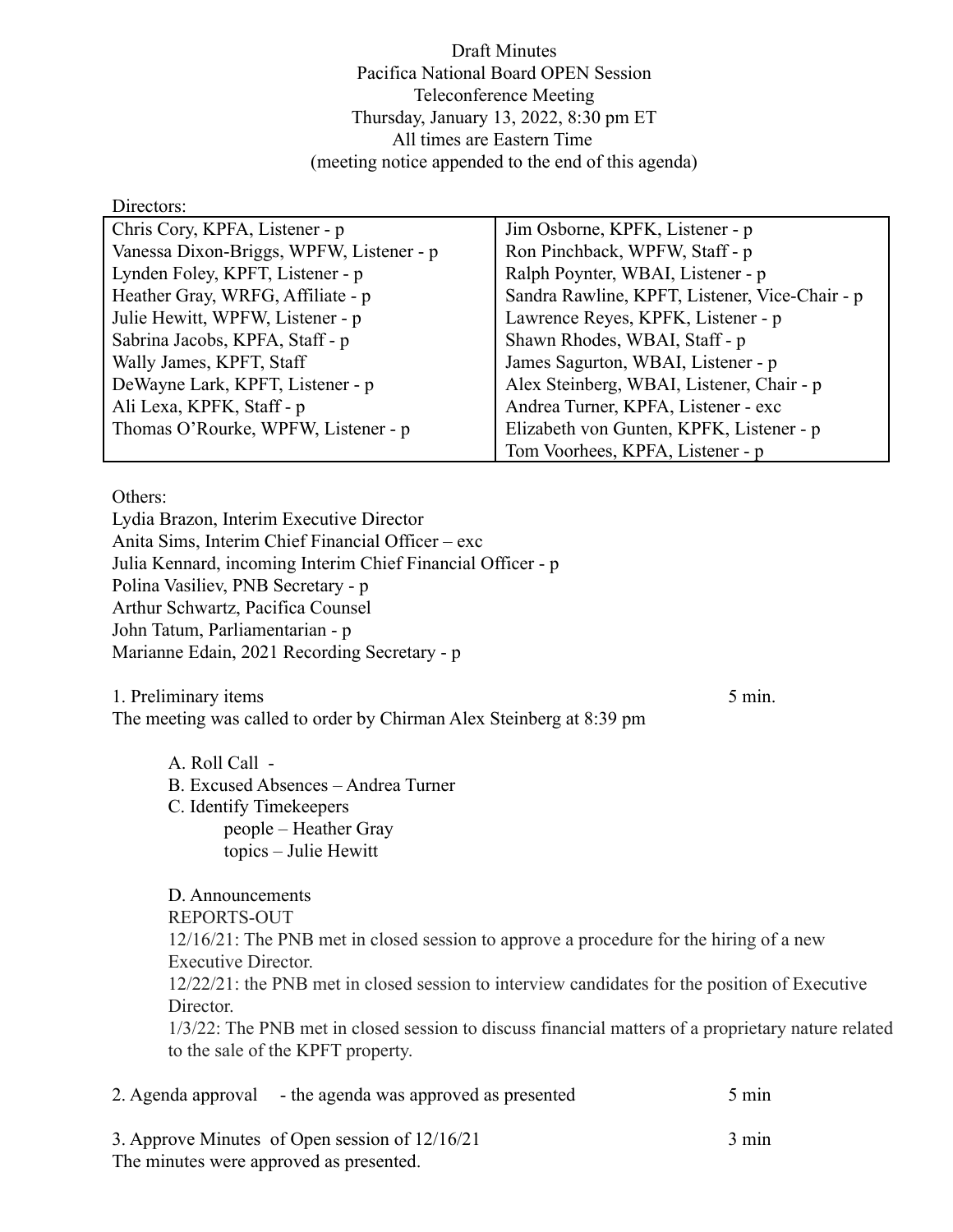Draft Minutes
Pacifica National Board OPEN Session
Teleconference Meeting
Thursday, January 13, 2022, 8:30 pm ET
All times are Eastern Time
(meeting notice appended to the end of this agenda)

Directors:

| | |
|---|---|
| Chris Cory, KPFA, Listener - p | Jim Osborne, KPFK, Listener - p |
| Vanessa Dixon-Briggs, WPFW, Listener - p | Ron Pinchback, WPFW, Staff - p |
| Lynden Foley, KPFT, Listener - p | Ralph Poynter, WBAI, Listener - p |
| Heather Gray, WRFG, Affiliate - p | Sandra Rawline, KPFT, Listener, Vice-Chair - p |
| Julie Hewitt, WPFW, Listener - p | Lawrence Reyes, KPFK, Listener - p |
| Sabrina Jacobs, KPFA, Staff - p | Shawn Rhodes, WBAI, Staff - p |
| Wally James, KPFT, Staff | James Sagurton, WBAI, Listener - p |
| DeWayne Lark, KPFT, Listener - p | Alex Steinberg, WBAI, Listener, Chair - p |
| Ali Lexa, KPFK, Staff - p | Andrea Turner, KPFA, Listener - exc |
| Thomas O'Rourke, WPFW, Listener - p | Elizabeth von Gunten, KPFK, Listener - p |
| | Tom Voorhees, KPFA, Listener - p |

Others:
Lydia Brazon, Interim Executive Director
Anita Sims, Interim Chief Financial Officer – exc
Julia Kennard, incoming Interim Chief Financial Officer - p
Polina Vasiliev, PNB Secretary - p
Arthur Schwartz, Pacifica Counsel
John Tatum, Parliamentarian - p
Marianne Edain, 2021 Recording Secretary - p

1. Preliminary items 5 min.
The meeting was called to order by Chirman Alex Steinberg at 8:39 pm

A. Roll Call -
B. Excused Absences – Andrea Turner
C. Identify Timekeepers
people – Heather Gray
topics – Julie Hewitt

D. Announcements
REPORTS-OUT
12/16/21: The PNB met in closed session to approve a procedure for the hiring of a new Executive Director.
12/22/21: the PNB met in closed session to interview candidates for the position of Executive Director.
1/3/22: The PNB met in closed session to discuss financial matters of a proprietary nature related to the sale of the KPFT property.

2. Agenda approval - the agenda was approved as presented 5 min

3. Approve Minutes of Open session of 12/16/21 3 min
The minutes were approved as presented.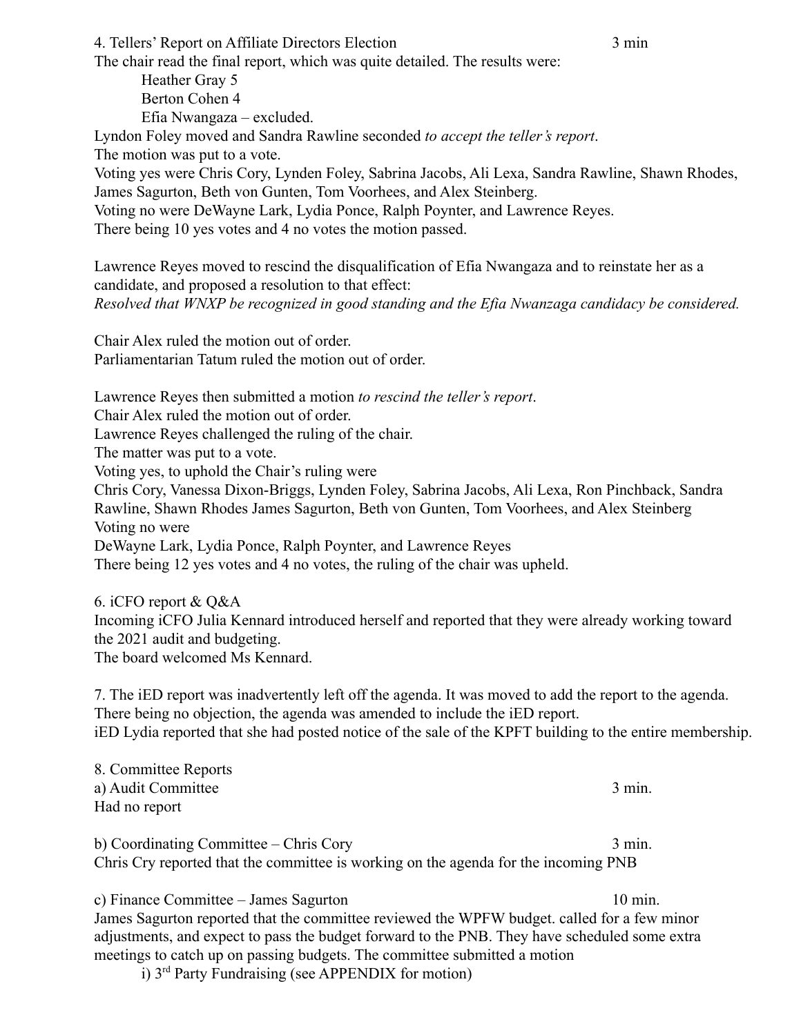4. Tellers' Report on Affiliate Directors Election 3 min

The chair read the final report, which was quite detailed. The results were:

Heather Gray 5
Berton Cohen 4
Efia Nwangaza – excluded.

Lyndon Foley moved and Sandra Rawline seconded *to accept the teller's report*.
The motion was put to a vote.
Voting yes were Chris Cory, Lynden Foley, Sabrina Jacobs, Ali Lexa, Sandra Rawline, Shawn Rhodes, James Sagurton, Beth von Gunten, Tom Voorhees, and Alex Steinberg.
Voting no were DeWayne Lark, Lydia Ponce, Ralph Poynter, and Lawrence Reyes.
There being 10 yes votes and 4 no votes the motion passed.

Lawrence Reyes moved to rescind the disqualification of Efia Nwangaza and to reinstate her as a candidate, and proposed a resolution to that effect:
*Resolved that WNXP be recognized in good standing and the Efia Nwanzaga candidacy be considered.*

Chair Alex ruled the motion out of order.
Parliamentarian Tatum ruled the motion out of order.

Lawrence Reyes then submitted a motion *to rescind the teller's report*.
Chair Alex ruled the motion out of order.
Lawrence Reyes challenged the ruling of the chair.
The matter was put to a vote.
Voting yes, to uphold the Chair's ruling were
Chris Cory, Vanessa Dixon-Briggs, Lynden Foley, Sabrina Jacobs, Ali Lexa, Ron Pinchback, Sandra Rawline, Shawn Rhodes James Sagurton, Beth von Gunten, Tom Voorhees, and Alex Steinberg
Voting no were
DeWayne Lark, Lydia Ponce, Ralph Poynter, and Lawrence Reyes
There being 12 yes votes and 4 no votes, the ruling of the chair was upheld.

6. iCFO report & Q&A

Incoming iCFO Julia Kennard introduced herself and reported that they were already working toward the 2021 audit and budgeting.
The board welcomed Ms Kennard.

7. The iED report was inadvertently left off the agenda. It was moved to add the report to the agenda. There being no objection, the agenda was amended to include the iED report.
iED Lydia reported that she had posted notice of the sale of the KPFT building to the entire membership.

8. Committee Reports

a) Audit Committee 3 min.
Had no report

b) Coordinating Committee – Chris Cory 3 min.
Chris Cry reported that the committee is working on the agenda for the incoming PNB

c) Finance Committee – James Sagurton 10 min.
James Sagurton reported that the committee reviewed the WPFW budget. called for a few minor adjustments, and expect to pass the budget forward to the PNB. They have scheduled some extra meetings to catch up on passing budgets. The committee submitted a motion

i) 3rd Party Fundraising (see APPENDIX for motion)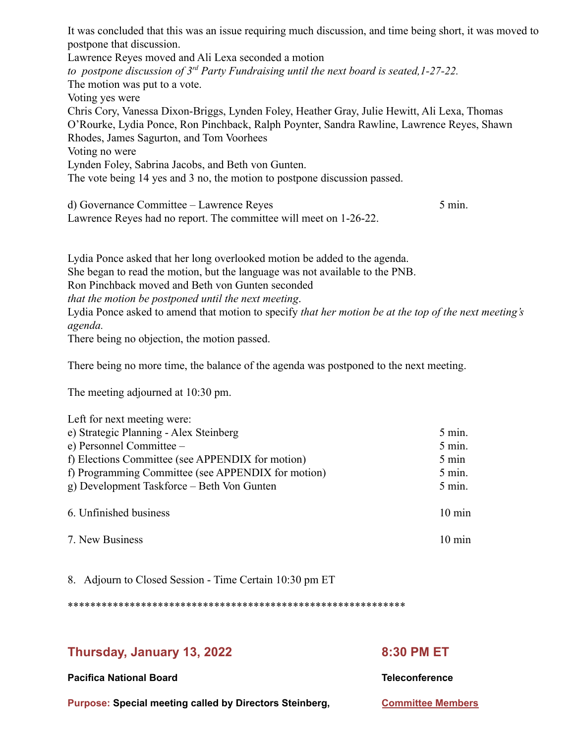It was concluded that this was an issue requiring much discussion, and time being short, it was moved to postpone that discussion.

Lawrence Reyes moved and Ali Lexa seconded a motion

*to postpone discussion of 3rd Party Fundraising until the next board is seated,1-27-22.*

The motion was put to a vote.

Voting yes were

Chris Cory, Vanessa Dixon-Briggs, Lynden Foley, Heather Gray, Julie Hewitt, Ali Lexa, Thomas O'Rourke, Lydia Ponce, Ron Pinchback, Ralph Poynter, Sandra Rawline, Lawrence Reyes, Shawn Rhodes, James Sagurton, and Tom Voorhees

Voting no were

Lynden Foley, Sabrina Jacobs, and Beth von Gunten.

The vote being 14 yes and 3 no, the motion to postpone discussion passed.

d) Governance Committee – Lawrence Reyes 5 min.

Lawrence Reyes had no report. The committee will meet on 1-26-22.

Lydia Ponce asked that her long overlooked motion be added to the agenda.

She began to read the motion, but the language was not available to the PNB.

Ron Pinchback moved and Beth von Gunten seconded

*that the motion be postponed until the next meeting*.

Lydia Ponce asked to amend that motion to specify *that her motion be at the top of the next meeting's agenda.*

There being no objection, the motion passed.

There being no more time, the balance of the agenda was postponed to the next meeting.

The meeting adjourned at 10:30 pm.

Left for next meeting were:

| | |
|---|---|
| e) Strategic Planning - Alex Steinberg | 5 min. |
| e) Personnel Committee – | 5 min. |
| f) Elections Committee (see APPENDIX for motion) | 5 min |
| f) Programming Committee (see APPENDIX for motion) | 5 min. |
| g) Development Taskforce – Beth Von Gunten | 5 min. |
| 6. Unfinished business | 10 min |
| 7. New Business | 10 min |

8. Adjourn to Closed Session - Time Certain 10:30 pm ET

************************************************************

## Thursday, January 13, 2022 — 8:30 PM ET

**Pacifica National Board** — **Teleconference**

**Purpose: Special meeting called by Directors Steinberg,** — **Committee Members**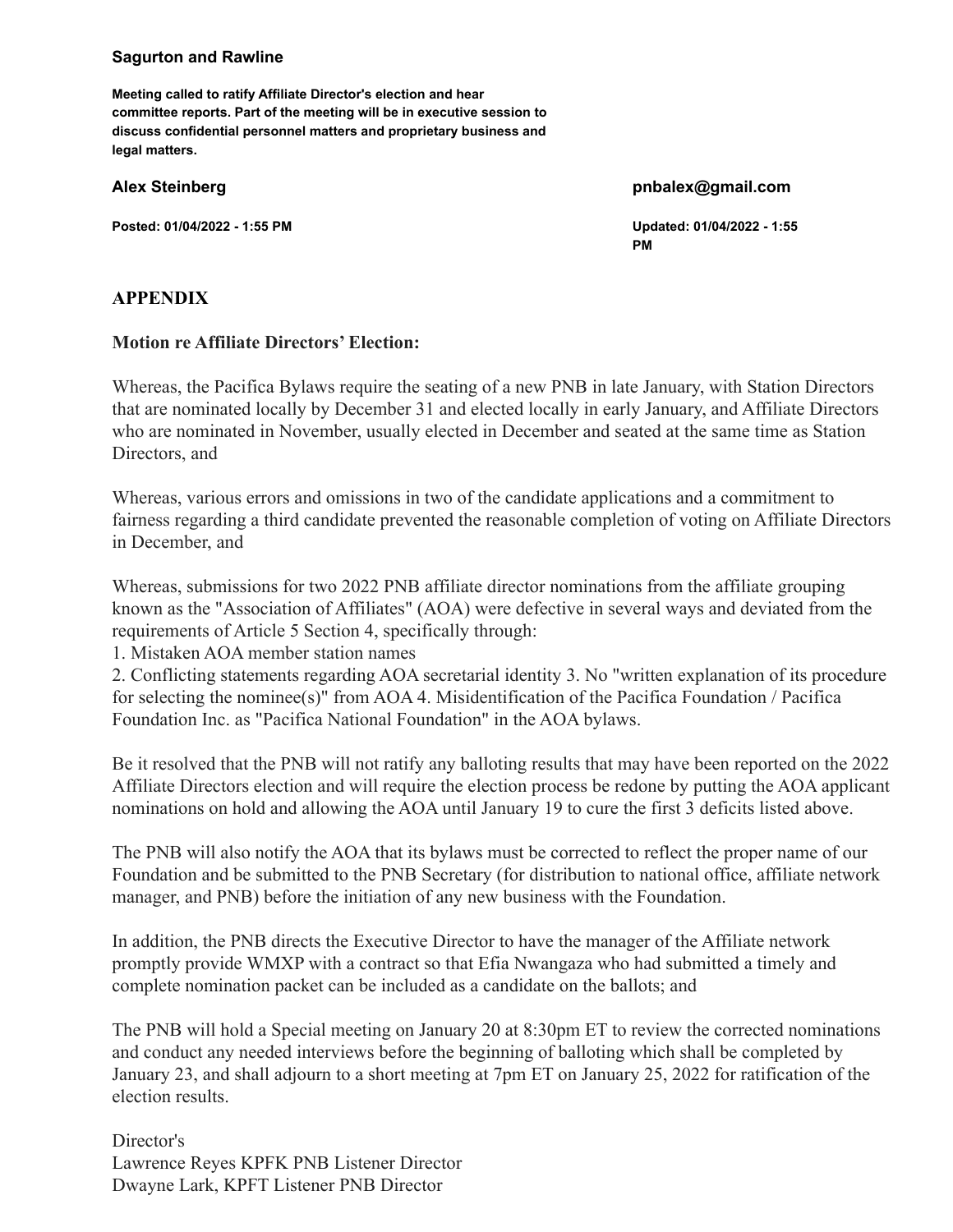**Sagurton and Rawline**

**Meeting called to ratify Affiliate Director's election and hear committee reports. Part of the meeting will be in executive session to discuss confidential personnel matters and proprietary business and legal matters.**

**Alex Steinberg** **pnbalex@gmail.com**

**Posted: 01/04/2022 - 1:55 PM** **Updated: 01/04/2022 - 1:55 PM**

## APPENDIX

### Motion re Affiliate Directors' Election:

Whereas, the Pacifica Bylaws require the seating of a new PNB in late January, with Station Directors that are nominated locally by December 31 and elected locally in early January, and Affiliate Directors who are nominated in November, usually elected in December and seated at the same time as Station Directors, and

Whereas, various errors and omissions in two of the candidate applications and a commitment to fairness regarding a third candidate prevented the reasonable completion of voting on Affiliate Directors in December, and

Whereas, submissions for two 2022 PNB affiliate director nominations from the affiliate grouping known as the "Association of Affiliates" (AOA) were defective in several ways and deviated from the requirements of Article 5 Section 4, specifically through:
1. Mistaken AOA member station names
2. Conflicting statements regarding AOA secretarial identity 3. No "written explanation of its procedure for selecting the nominee(s)" from AOA 4. Misidentification of the Pacifica Foundation / Pacifica Foundation Inc. as "Pacifica National Foundation" in the AOA bylaws.

Be it resolved that the PNB will not ratify any balloting results that may have been reported on the 2022 Affiliate Directors election and will require the election process be redone by putting the AOA applicant nominations on hold and allowing the AOA until January 19 to cure the first 3 deficits listed above.

The PNB will also notify the AOA that its bylaws must be corrected to reflect the proper name of our Foundation and be submitted to the PNB Secretary (for distribution to national office, affiliate network manager, and PNB) before the initiation of any new business with the Foundation.

In addition, the PNB directs the Executive Director to have the manager of the Affiliate network promptly provide WMXP with a contract so that Efia Nwangaza who had submitted a timely and complete nomination packet can be included as a candidate on the ballots; and

The PNB will hold a Special meeting on January 20 at 8:30pm ET to review the corrected nominations and conduct any needed interviews before the beginning of balloting which shall be completed by January 23, and shall adjourn to a short meeting at 7pm ET on January 25, 2022 for ratification of the election results.

Director's
Lawrence Reyes KPFK PNB Listener Director
Dwayne Lark, KPFT Listener PNB Director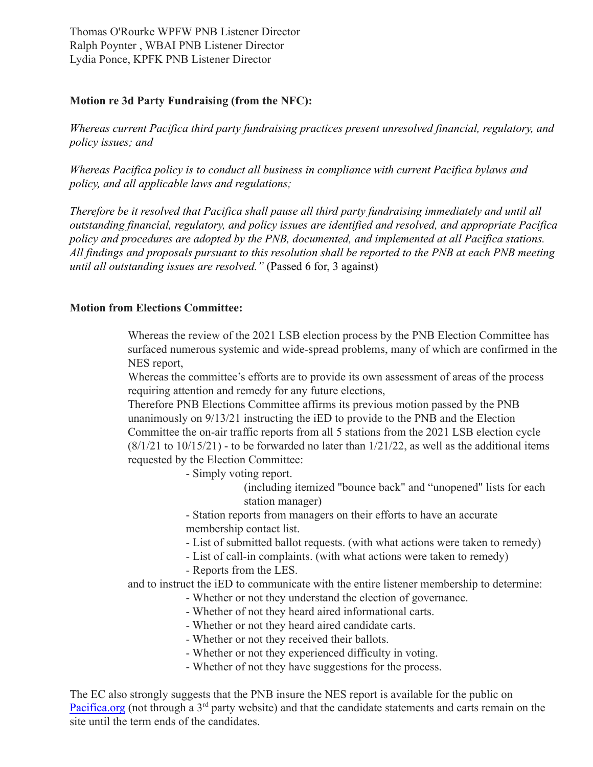Thomas O'Rourke WPFW PNB Listener Director
Ralph Poynter , WBAI PNB Listener Director
Lydia Ponce, KPFK PNB Listener Director

**Motion re 3d Party Fundraising (from the NFC):**

*Whereas current Pacifica third party fundraising practices present unresolved financial, regulatory, and policy issues; and*

*Whereas Pacifica policy is to conduct all business in compliance with current Pacifica bylaws and policy, and all applicable laws and regulations;*

*Therefore be it resolved that Pacifica shall pause all third party fundraising immediately and until all outstanding financial, regulatory, and policy issues are identified and resolved, and appropriate Pacifica policy and procedures are adopted by the PNB, documented, and implemented at all Pacifica stations. All findings and proposals pursuant to this resolution shall be reported to the PNB at each PNB meeting until all outstanding issues are resolved."* (Passed 6 for, 3 against)

**Motion from Elections Committee:**

Whereas the review of the 2021 LSB election process by the PNB Election Committee has surfaced numerous systemic and wide-spread problems, many of which are confirmed in the NES report,
Whereas the committee's efforts are to provide its own assessment of areas of the process requiring attention and remedy for any future elections,
Therefore PNB Elections Committee affirms its previous motion passed by the PNB unanimously on 9/13/21 instructing the iED to provide to the PNB and the Election Committee the on-air traffic reports from all 5 stations from the 2021 LSB election cycle (8/1/21 to 10/15/21) - to be forwarded no later than 1/21/22, as well as the additional items requested by the Election Committee:

- Simply voting report.
  (including itemized "bounce back" and "unopened" lists for each station manager)
- Station reports from managers on their efforts to have an accurate membership contact list.
- List of submitted ballot requests. (with what actions were taken to remedy)
- List of call-in complaints. (with what actions were taken to remedy)
- Reports from the LES.

and to instruct the iED to communicate with the entire listener membership to determine:

- Whether or not they understand the election of governance.
- Whether of not they heard aired informational carts.
- Whether or not they heard aired candidate carts.
- Whether or not they received their ballots.
- Whether or not they experienced difficulty in voting.
- Whether of not they have suggestions for the process.

The EC also strongly suggests that the PNB insure the NES report is available for the public on [Pacifica.org](Pacifica.org) (not through a 3rd party website) and that the candidate statements and carts remain on the site until the term ends of the candidates.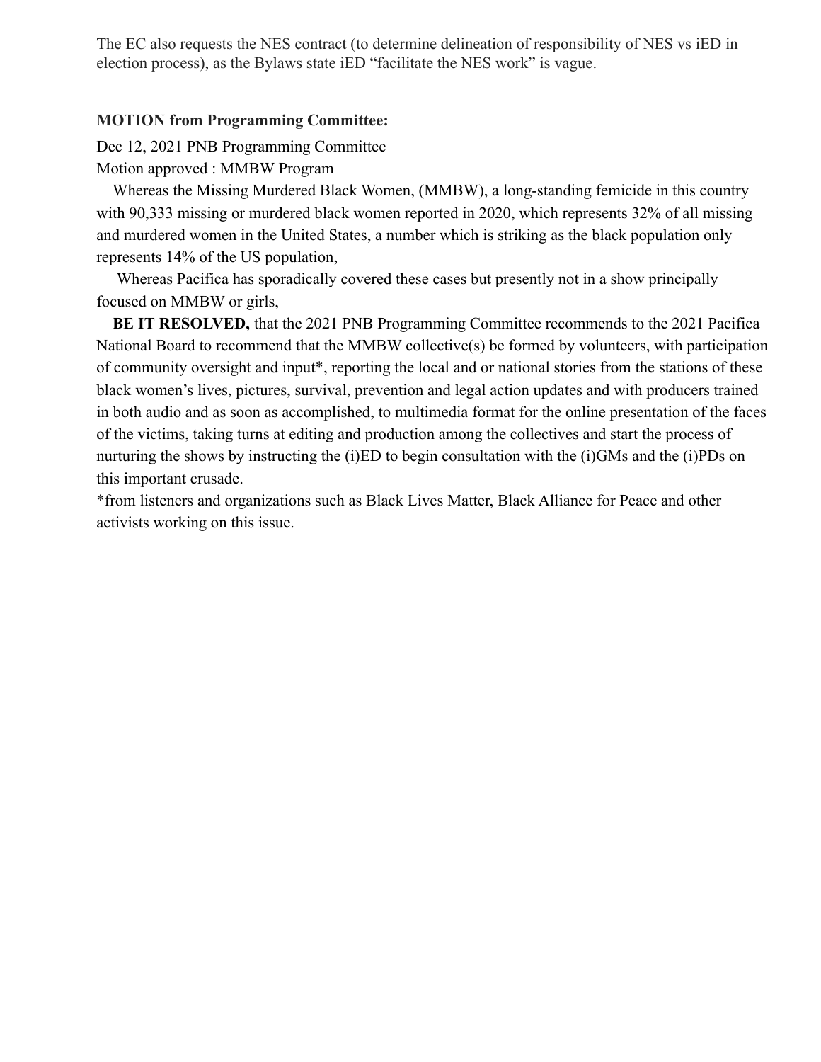The EC also requests the NES contract (to determine delineation of responsibility of NES vs iED in election process), as the Bylaws state iED “facilitate the NES work” is vague.

**MOTION from Programming Committee:**

Dec 12, 2021 PNB Programming Committee

Motion approved : MMBW Program

Whereas the Missing Murdered Black Women, (MMBW), a long-standing femicide in this country with 90,333 missing or murdered black women reported in 2020, which represents 32% of all missing and murdered women in the United States, a number which is striking as the black population only represents 14% of the US population,

Whereas Pacifica has sporadically covered these cases but presently not in a show principally focused on MMBW or girls,

**BE IT RESOLVED,** that the 2021 PNB Programming Committee recommends to the 2021 Pacifica National Board to recommend that the MMBW collective(s) be formed by volunteers, with participation of community oversight and input*, reporting the local and or national stories from the stations of these black women’s lives, pictures, survival, prevention and legal action updates and with producers trained in both audio and as soon as accomplished, to multimedia format for the online presentation of the faces of the victims, taking turns at editing and production among the collectives and start the process of nurturing the shows by instructing the (i)ED to begin consultation with the (i)GMs and the (i)PDs on this important crusade.

*from listeners and organizations such as Black Lives Matter, Black Alliance for Peace and other activists working on this issue.